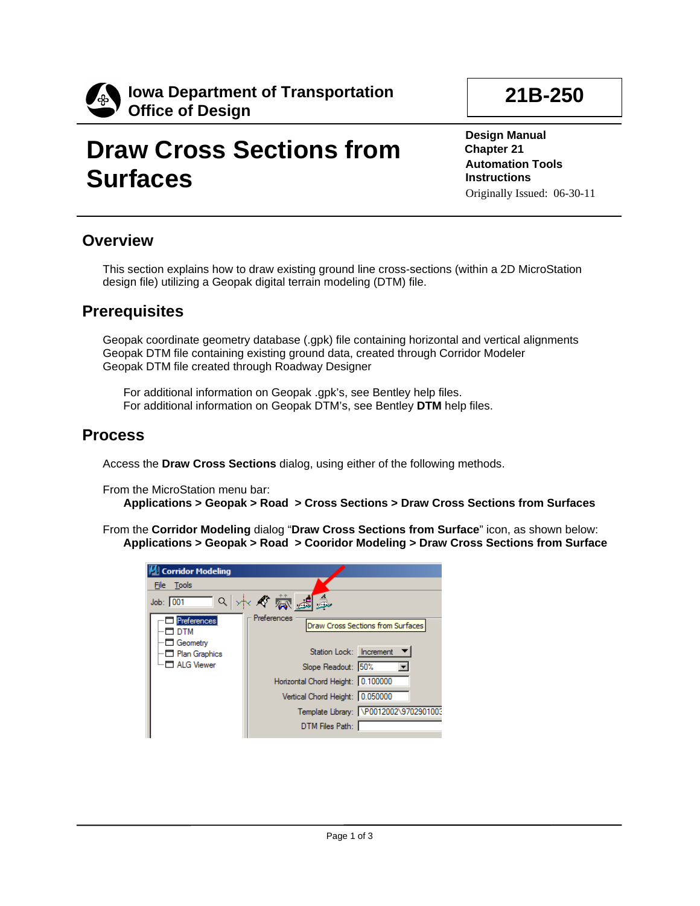Iowa Department of Transportation
Office of Design

**21B-250**

# Draw Cross Sections from Surfaces

**Design Manual**
**Chapter 21**
**Automation Tools**
**Instructions**
Originally Issued: 06-30-11

## Overview

This section explains how to draw existing ground line cross-sections (within a 2D MicroStation design file) utilizing a Geopak digital terrain modeling (DTM) file.

## Prerequisites

Geopak coordinate geometry database (.gpk) file containing horizontal and vertical alignments
Geopak DTM file containing existing ground data, created through Corridor Modeler
Geopak DTM file created through Roadway Designer

For additional information on Geopak .gpk's, see Bentley help files.
For additional information on Geopak DTM's, see Bentley **DTM** help files.

## Process

Access the **Draw Cross Sections** dialog, using either of the following methods.

From the MicroStation menu bar:
**Applications > Geopak > Road > Cross Sections > Draw Cross Sections from Surfaces**

From the **Corridor Modeling** dialog "**Draw Cross Sections from Surface**" icon, as shown below:
**Applications > Geopak > Road > Cooridor Modeling > Draw Cross Sections from Surface**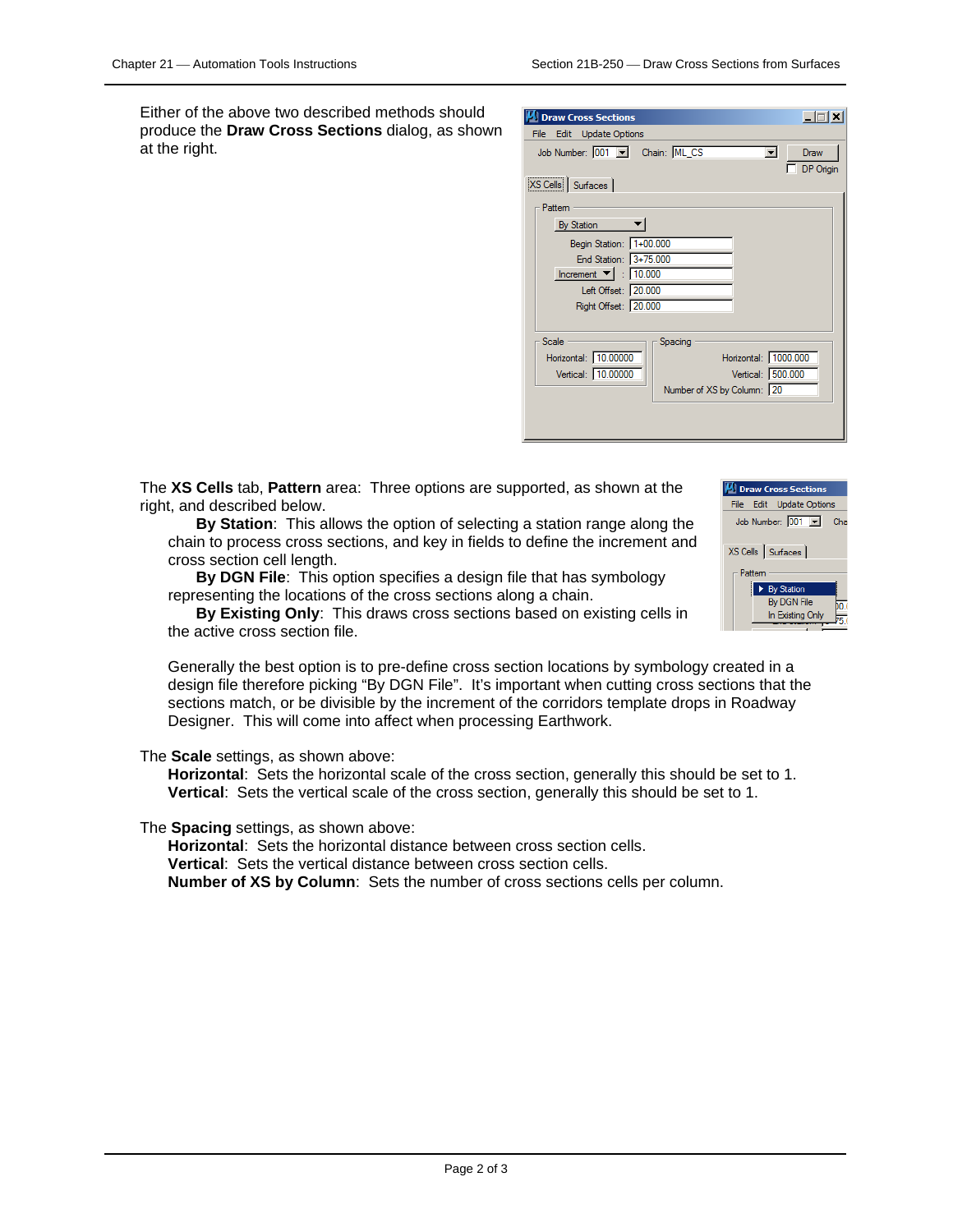Either of the above two described methods should produce the **Draw Cross Sections** dialog, as shown at the right.

The **XS Cells** tab, **Pattern** area: Three options are supported, as shown at the right, and described below.

**By Station**: This allows the option of selecting a station range along the chain to process cross sections, and key in fields to define the increment and cross section cell length.

**By DGN File**: This option specifies a design file that has symbology representing the locations of the cross sections along a chain.

**By Existing Only**: This draws cross sections based on existing cells in the active cross section file.

Generally the best option is to pre-define cross section locations by symbology created in a design file therefore picking "By DGN File". It's important when cutting cross sections that the sections match, or be divisible by the increment of the corridors template drops in Roadway Designer. This will come into affect when processing Earthwork.

The **Scale** settings, as shown above:

**Horizontal**: Sets the horizontal scale of the cross section, generally this should be set to 1.
**Vertical**: Sets the vertical scale of the cross section, generally this should be set to 1.

The **Spacing** settings, as shown above:

**Horizontal**: Sets the horizontal distance between cross section cells.
**Vertical**: Sets the vertical distance between cross section cells.
**Number of XS by Column**: Sets the number of cross sections cells per column.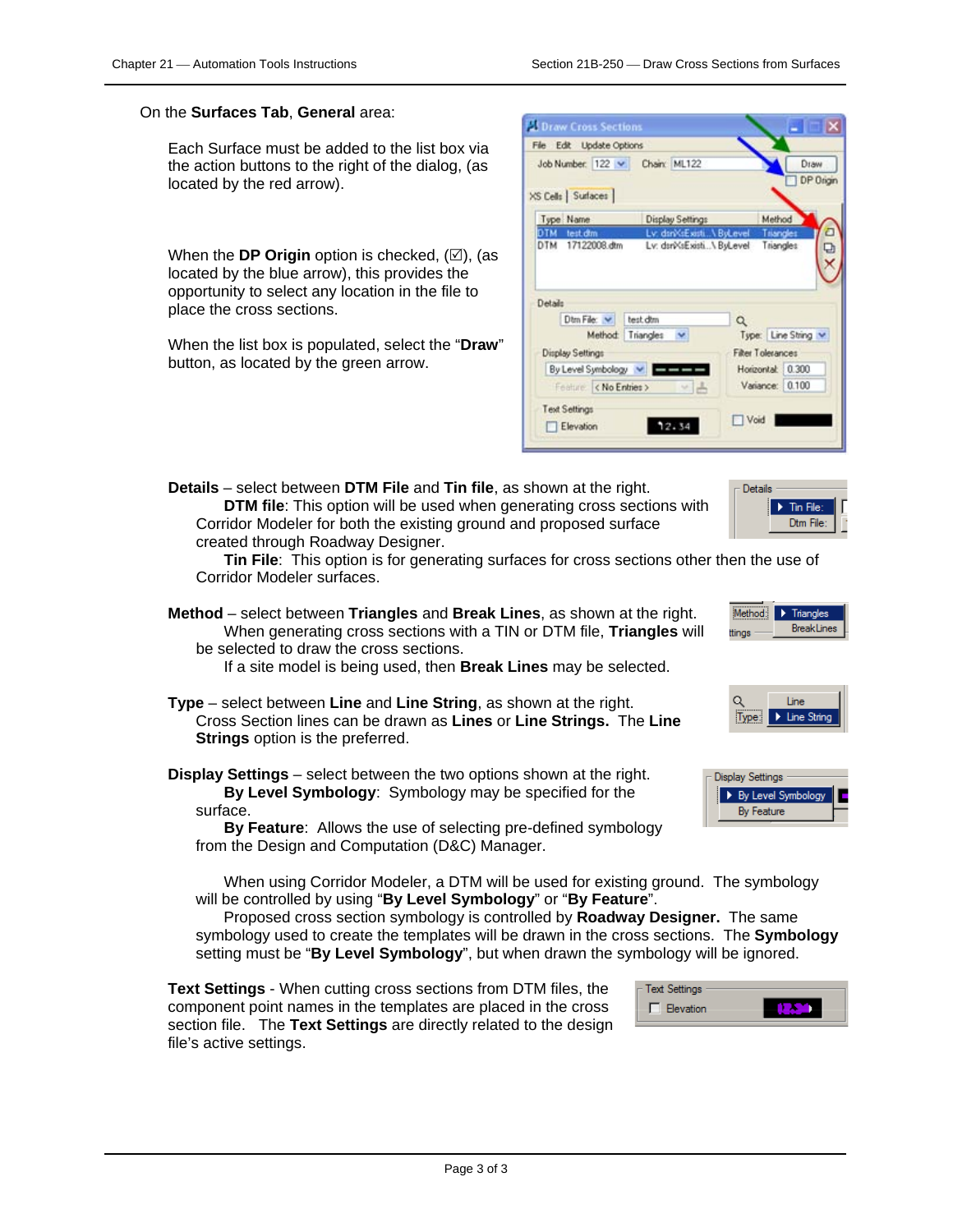On the **Surfaces Tab**, **General** area:

Each Surface must be added to the list box via the action buttons to the right of the dialog, (as located by the red arrow).

When the **DP Origin** option is checked, (☑), (as located by the blue arrow), this provides the opportunity to select any location in the file to place the cross sections.

When the list box is populated, select the "**Draw**" button, as located by the green arrow.

**Details** – select between **DTM File** and **Tin file**, as shown at the right.
**DTM file**: This option will be used when generating cross sections with Corridor Modeler for both the existing ground and proposed surface created through Roadway Designer.
**Tin File**: This option is for generating surfaces for cross sections other then the use of Corridor Modeler surfaces.

**Method** – select between **Triangles** and **Break Lines**, as shown at the right.
When generating cross sections with a TIN or DTM file, **Triangles** will be selected to draw the cross sections.
If a site model is being used, then **Break Lines** may be selected.

**Type** – select between **Line** and **Line String**, as shown at the right.
Cross Section lines can be drawn as **Lines** or **Line Strings.** The **Line Strings** option is the preferred.

**Display Settings** – select between the two options shown at the right.
**By Level Symbology**: Symbology may be specified for the surface.
**By Feature**: Allows the use of selecting pre-defined symbology from the Design and Computation (D&C) Manager.

When using Corridor Modeler, a DTM will be used for existing ground. The symbology will be controlled by using "**By Level Symbology**" or "**By Feature**".
Proposed cross section symbology is controlled by **Roadway Designer.** The same symbology used to create the templates will be drawn in the cross sections. The **Symbology** setting must be "**By Level Symbology**", but when drawn the symbology will be ignored.

**Text Settings** - When cutting cross sections from DTM files, the component point names in the templates are placed in the cross section file. The **Text Settings** are directly related to the design file's active settings.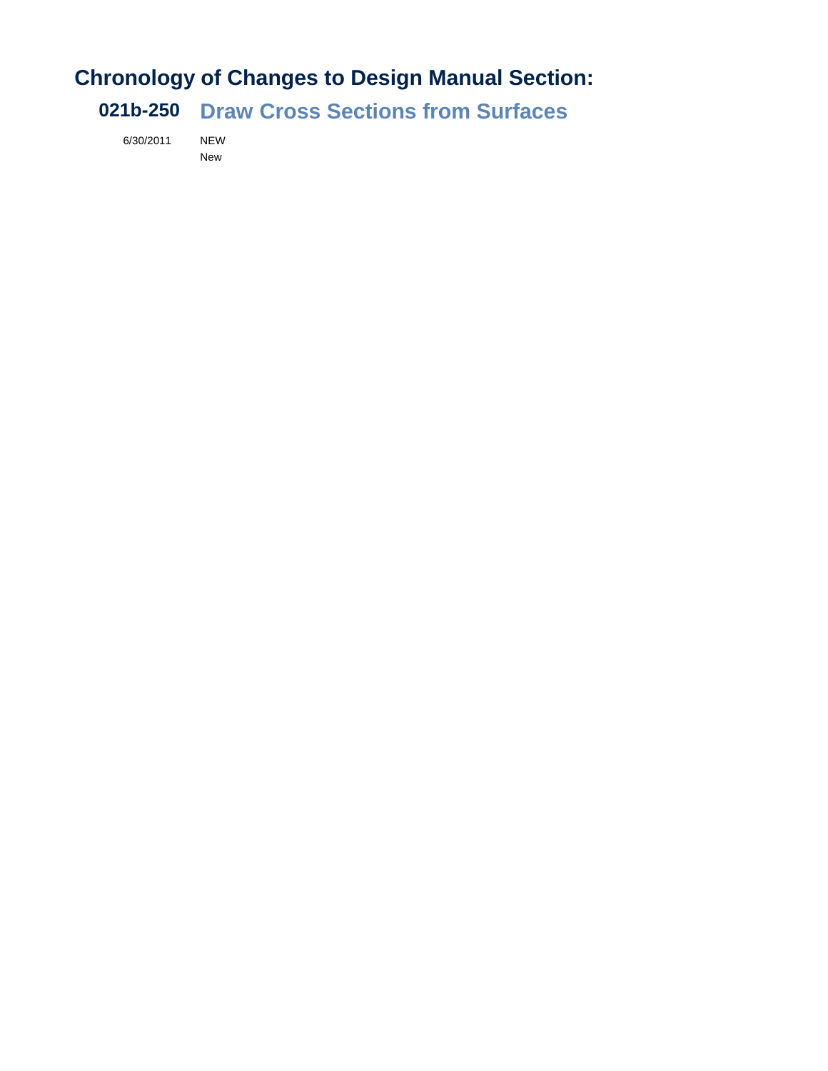# Chronology of Changes to Design Manual Section:

## 021b-250 Draw Cross Sections from Surfaces

6/30/2011 NEW

New